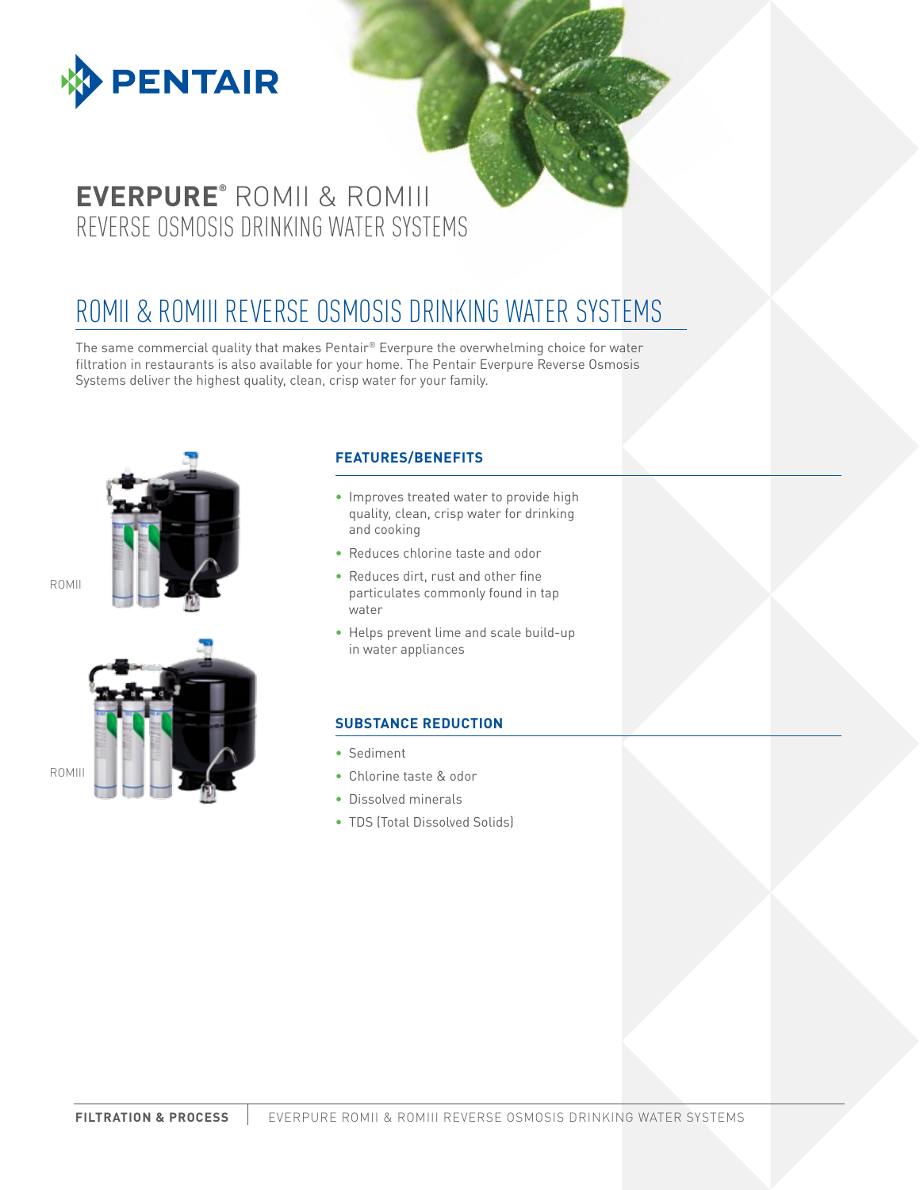# EVERPURE® ROMII & ROMIII REVERSE OSMOSIS DRINKING WATER SYSTEMS

## ROMII & ROMIII REVERSE OSMOSIS DRINKING WATER SYSTEMS

The same commercial quality that makes Pentair® Everpure the overwhelming choice for water filtration in restaurants is also available for your home. The Pentair Everpure Reverse Osmosis Systems deliver the highest quality, clean, crisp water for your family.

ROMII

ROMIII

### FEATURES/BENEFITS

- Improves treated water to provide high quality, clean, crisp water for drinking and cooking
- Reduces chlorine taste and odor
- Reduces dirt, rust and other fine particulates commonly found in tap water
- Helps prevent lime and scale build-up in water appliances

### SUBSTANCE REDUCTION

- Sediment
- Chlorine taste & odor
- Dissolved minerals
- TDS (Total Dissolved Solids)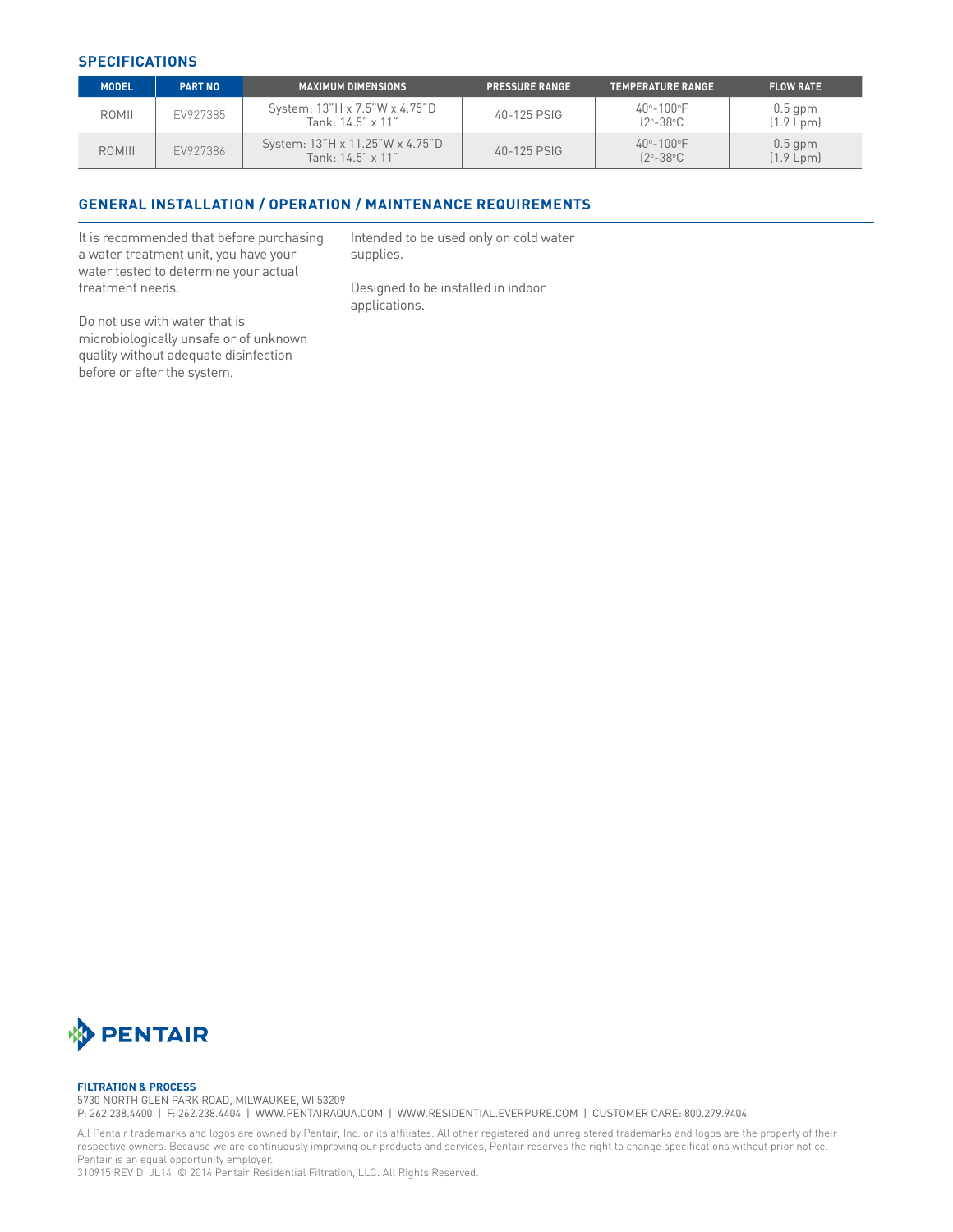## SPECIFICATIONS

| MODEL | PART NO | MAXIMUM DIMENSIONS | PRESSURE RANGE | TEMPERATURE RANGE | FLOW RATE |
|---|---|---|---|---|---|
| ROMII | EV927385 | System: 13"H x 7.5"W x 4.75"D Tank: 14.5" x 11" | 40-125 PSIG | 40°-100°F (2°-38°C | 0.5 gpm (1.9 Lpm) |
| ROMIII | EV927386 | System: 13"H x 11.25"W x 4.75"D Tank: 14.5" x 11" | 40-125 PSIG | 40°-100°F (2°-38°C | 0.5 gpm (1.9 Lpm) |

## GENERAL INSTALLATION / OPERATION / MAINTENANCE REQUIREMENTS

It is recommended that before purchasing a water treatment unit, you have your water tested to determine your actual treatment needs.

Do not use with water that is microbiologically unsafe or of unknown quality without adequate disinfection before or after the system.

Intended to be used only on cold water supplies.

Designed to be installed in indoor applications.

**PENTAIR**

**FILTRATION & PROCESS**
5730 NORTH GLEN PARK ROAD, MILWAUKEE, WI 53209
P: 262.238.4400 | F: 262.238.4404 | WWW.PENTAIRAQUA.COM | WWW.RESIDENTIAL.EVERPURE.COM | CUSTOMER CARE: 800.279.9404

All Pentair trademarks and logos are owned by Pentair, Inc. or its affiliates. All other registered and unregistered trademarks and logos are the property of their respective owners. Because we are continuously improving our products and services, Pentair reserves the right to change specifications without prior notice. Pentair is an equal opportunity employer.
310915 REV D JL14 © 2014 Pentair Residential Filtration, LLC. All Rights Reserved.